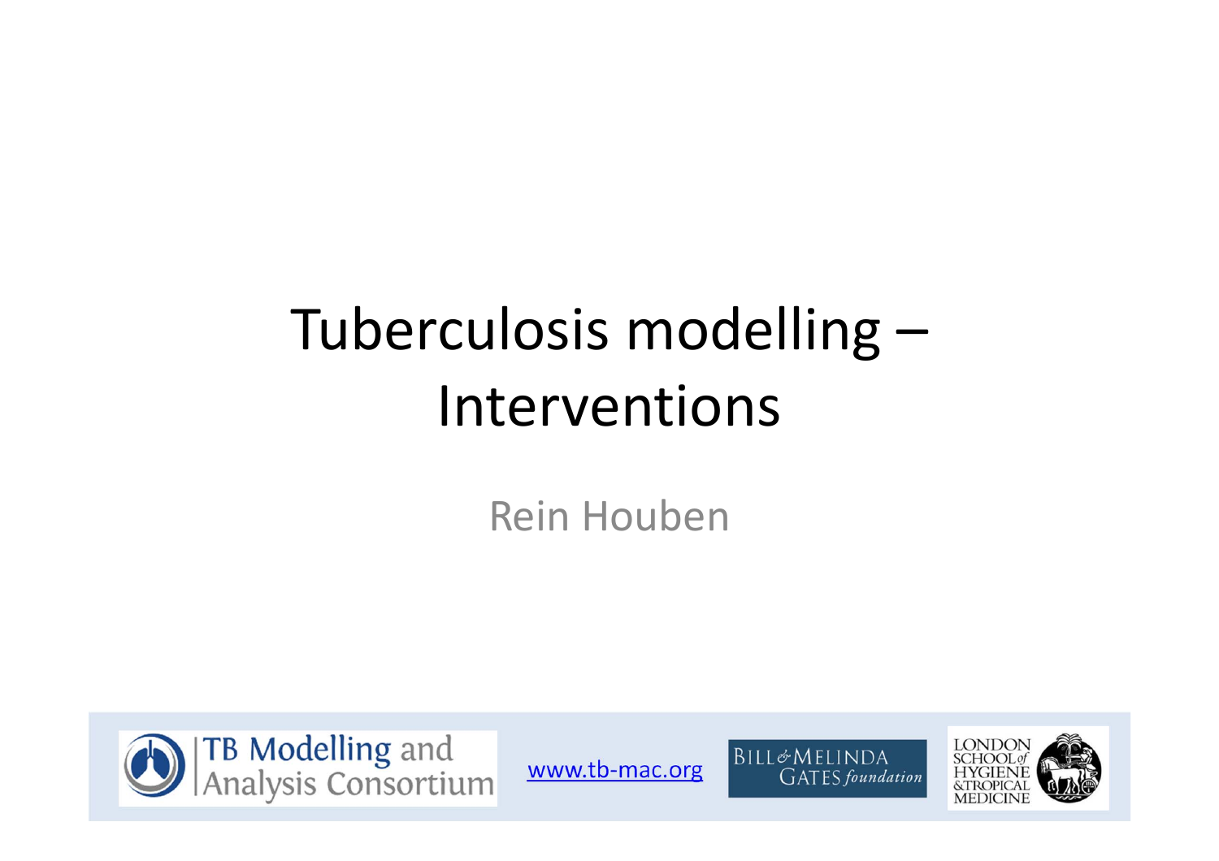# Tuberculosis modelling – Interventions

Rein Houben

TB Modelling and Analysis Consortium

www.tb-mac.org

BILL & MELINDA GATES foundation

LONDON SCHOOL of HYGIENE & TROPICAL MEDICINE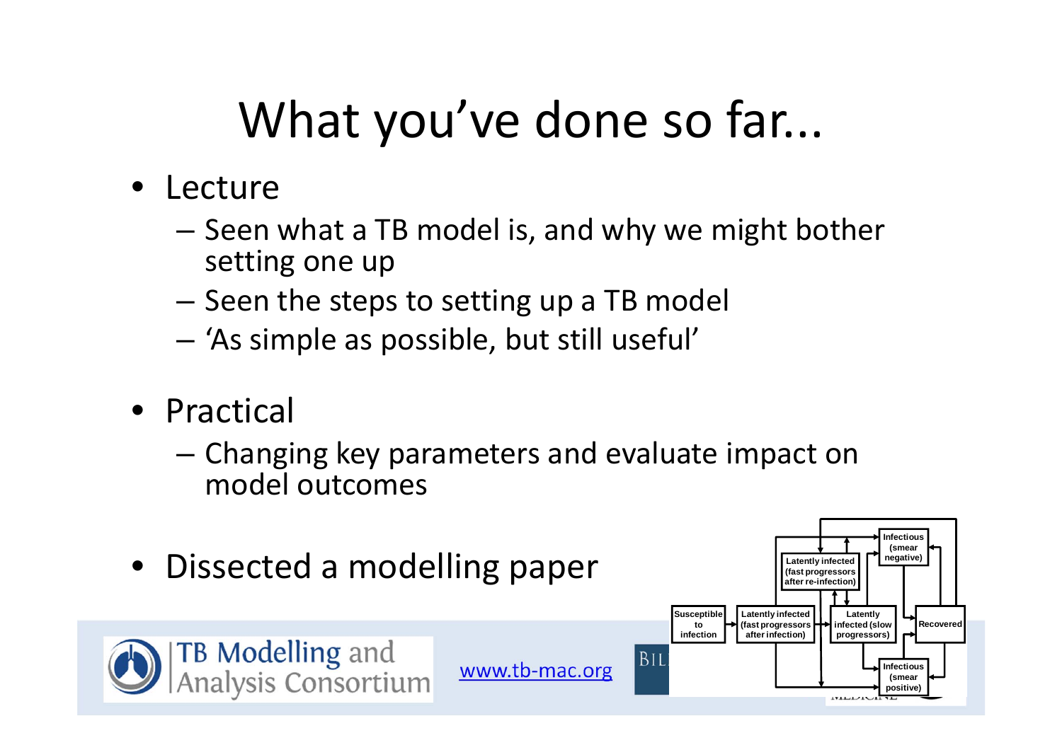# What you've done so far...

- Lecture
  - Seen what a TB model is, and why we might bother setting one up
  - Seen the steps to setting up a TB model
  - 'As simple as possible, but still useful'
- Practical
  - Changing key parameters and evaluate impact on model outcomes
- Dissected a modelling paper

Susceptible to infection | Latently infected (fast progressors after infection) | Latently infected (fast progressors after re-infection) | Latently infected (slow progressors) | Infectious (smear negative) | Infectious (smear positive) | Recovered

TB Modelling and Analysis Consortium

www.tb-mac.org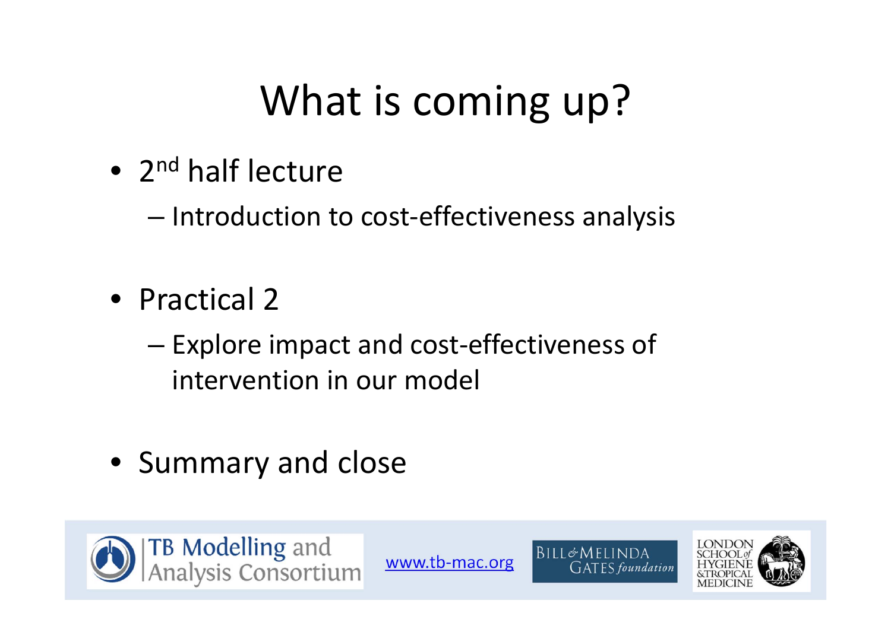# What is coming up?

- 2nd half lecture
  - Introduction to cost-effectiveness analysis
- Practical 2
  - Explore impact and cost-effectiveness of intervention in our model
- Summary and close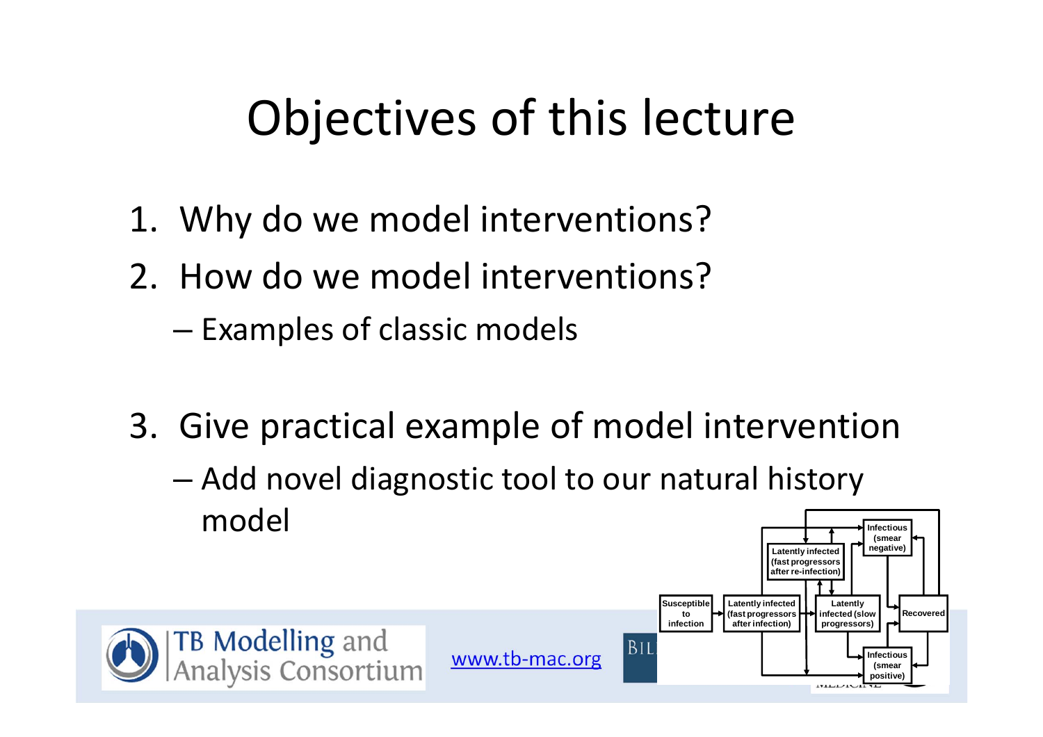# Objectives of this lecture

1. Why do we model interventions?
2. How do we model interventions?
   - Examples of classic models
3. Give practical example of model intervention
   - Add novel diagnostic tool to our natural history model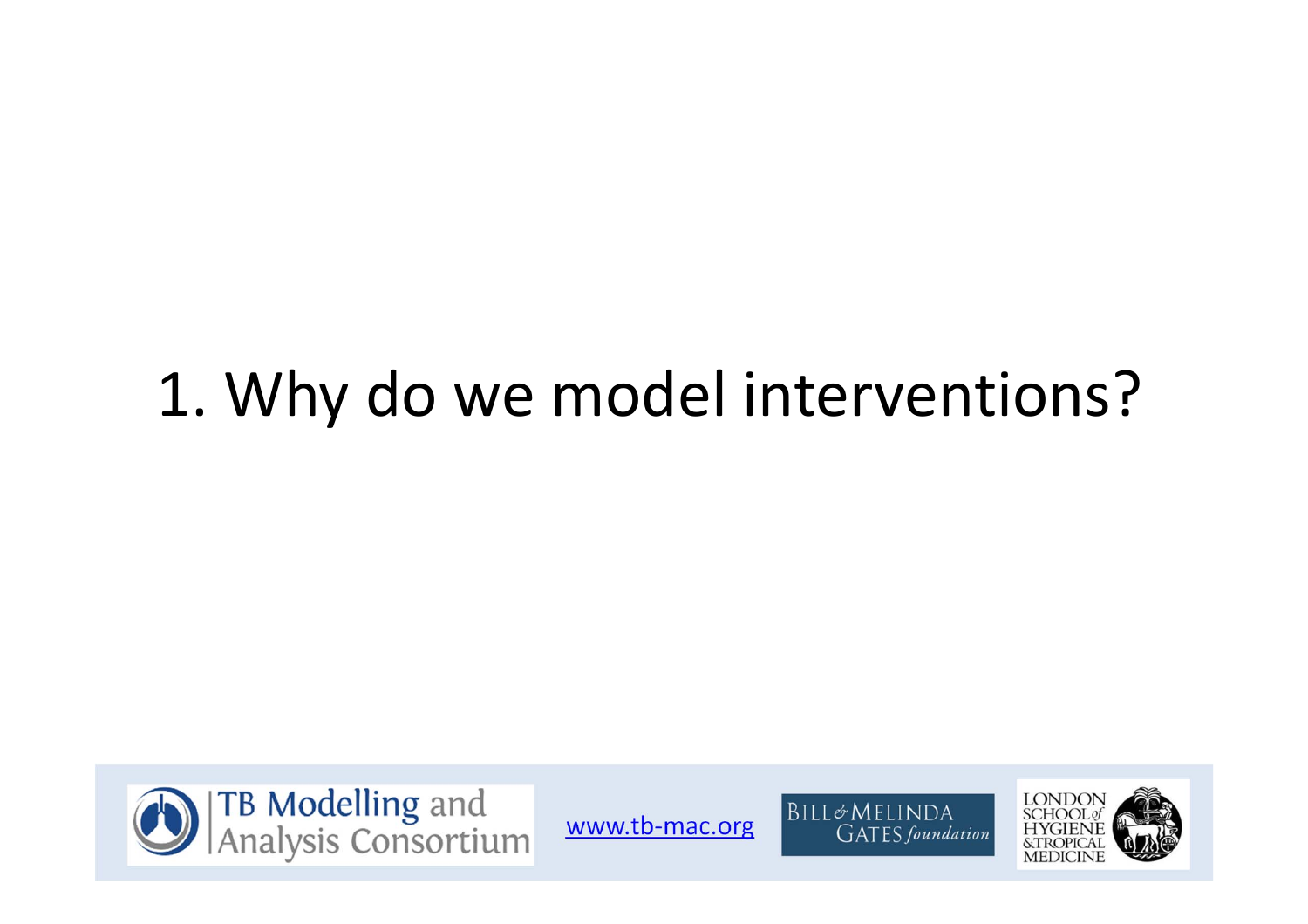# 1. Why do we model interventions?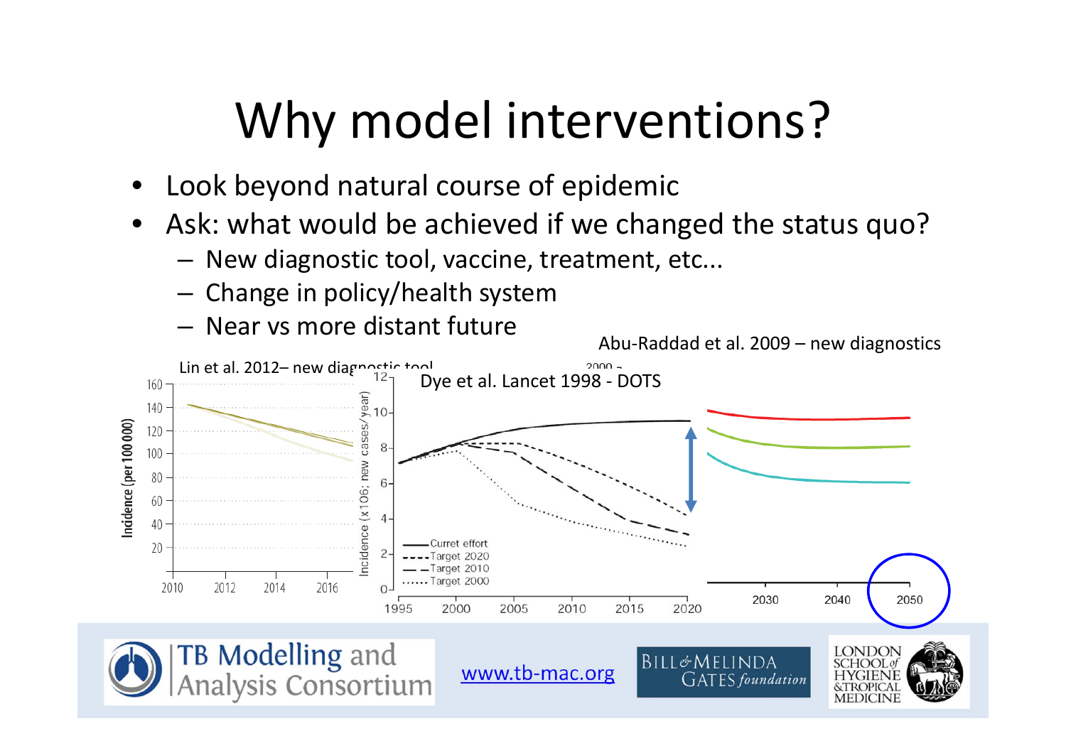# Why model interventions?

- Look beyond natural course of epidemic
- Ask: what would be achieved if we changed the status quo?
  - New diagnostic tool, vaccine, treatment, etc...
  - Change in policy/health system
  - Near vs more distant future

Lin et al. 2012– new diagnostic tool

Dye et al. Lancet 1998 - DOTS

Abu-Raddad et al. 2009 – new diagnostics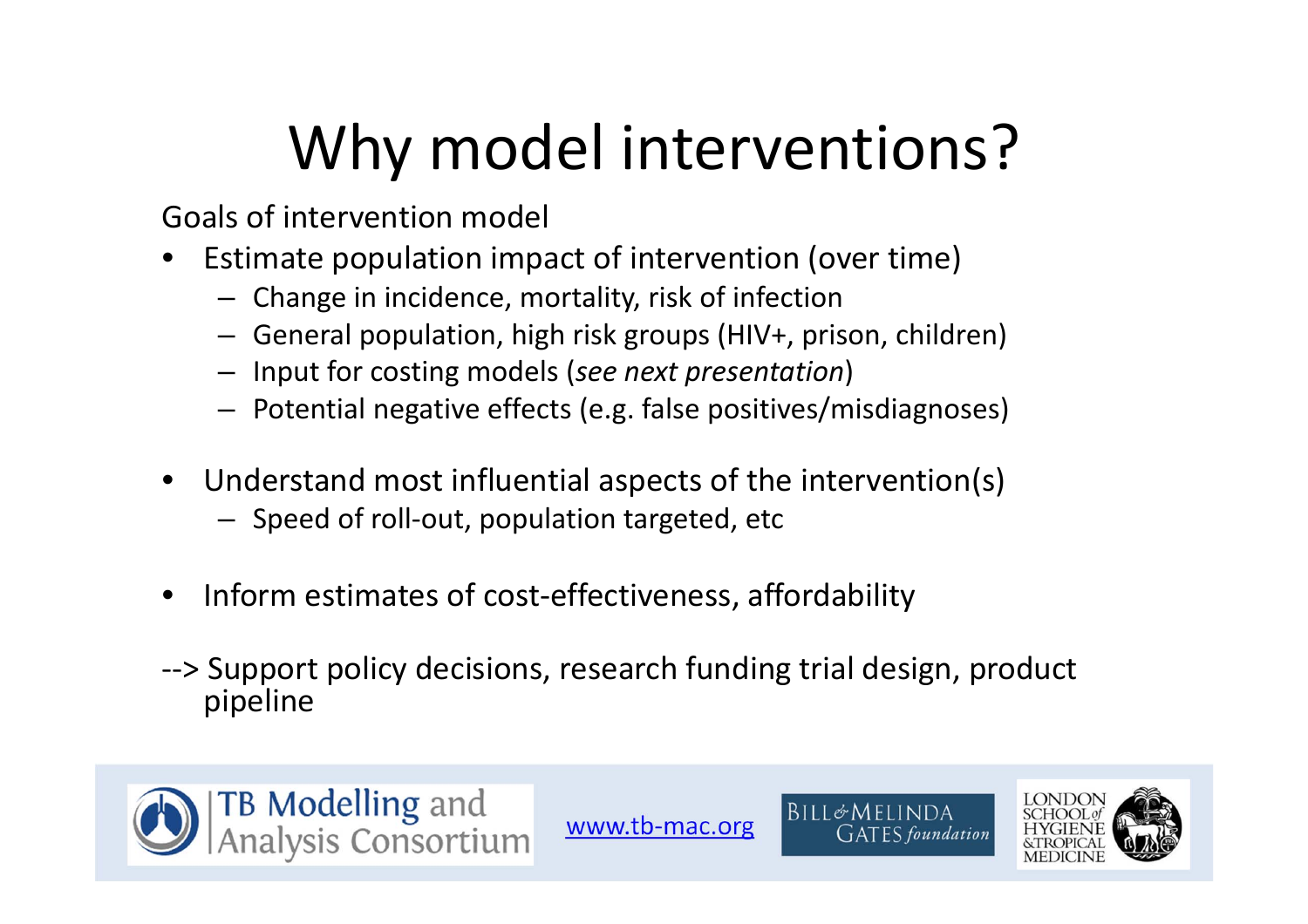# Why model interventions?

Goals of intervention model

- Estimate population impact of intervention (over time)
  - Change in incidence, mortality, risk of infection
  - General population, high risk groups (HIV+, prison, children)
  - Input for costing models (*see next presentation*)
  - Potential negative effects (e.g. false positives/misdiagnoses)

- Understand most influential aspects of the intervention(s)
  - Speed of roll-out, population targeted, etc

- Inform estimates of cost-effectiveness, affordability

--> Support policy decisions, research funding trial design, product pipeline

TB Modelling and Analysis Consortium

www.tb-mac.org

BILL & MELINDA GATES foundation

LONDON SCHOOL of HYGIENE & TROPICAL MEDICINE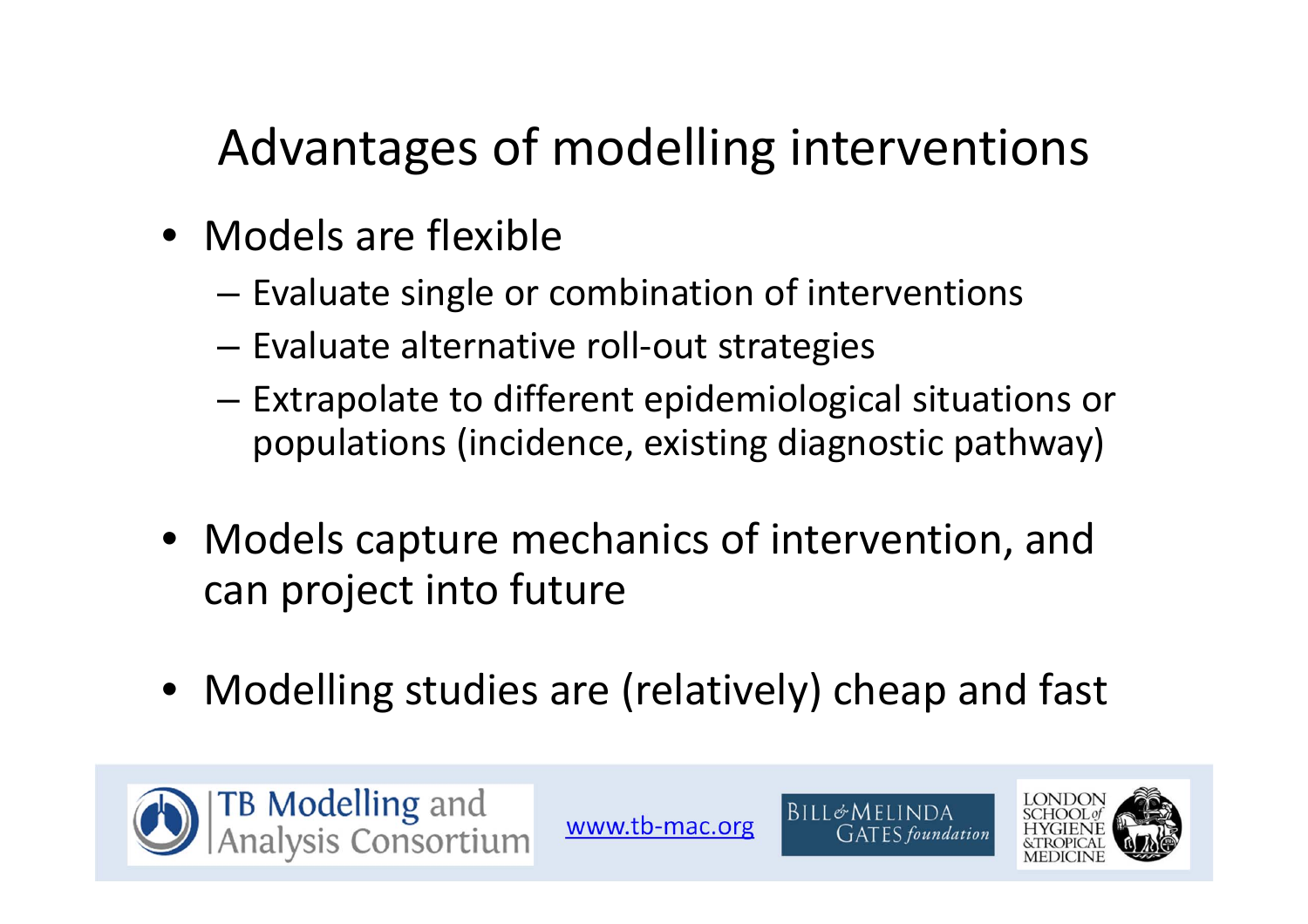# Advantages of modelling interventions

- Models are flexible
  - Evaluate single or combination of interventions
  - Evaluate alternative roll-out strategies
  - Extrapolate to different epidemiological situations or populations (incidence, existing diagnostic pathway)
- Models capture mechanics of intervention, and can project into future
- Modelling studies are (relatively) cheap and fast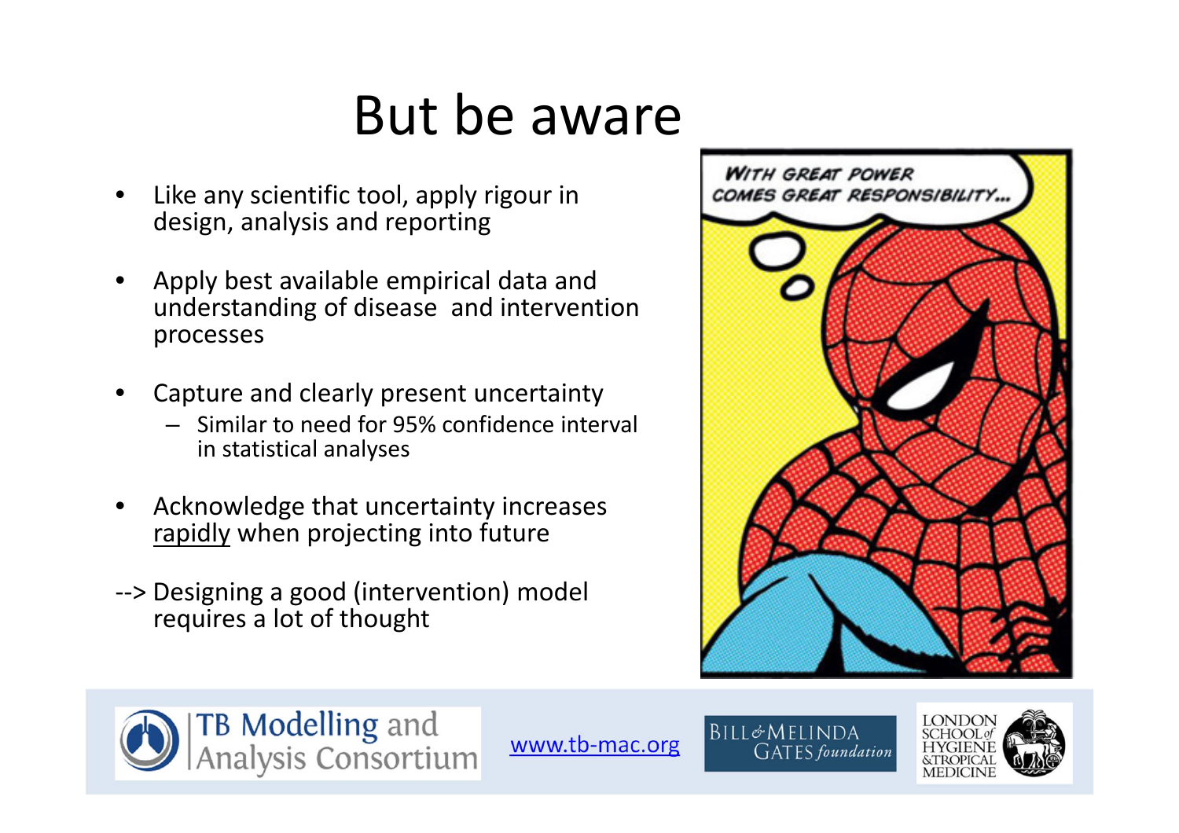# But be aware

- Like any scientific tool, apply rigour in design, analysis and reporting
- Apply best available empirical data and understanding of disease and intervention processes
- Capture and clearly present uncertainty
  - Similar to need for 95% confidence interval in statistical analyses
- Acknowledge that uncertainty increases <u>rapidly</u> when projecting into future

--> Designing a good (intervention) model requires a lot of thought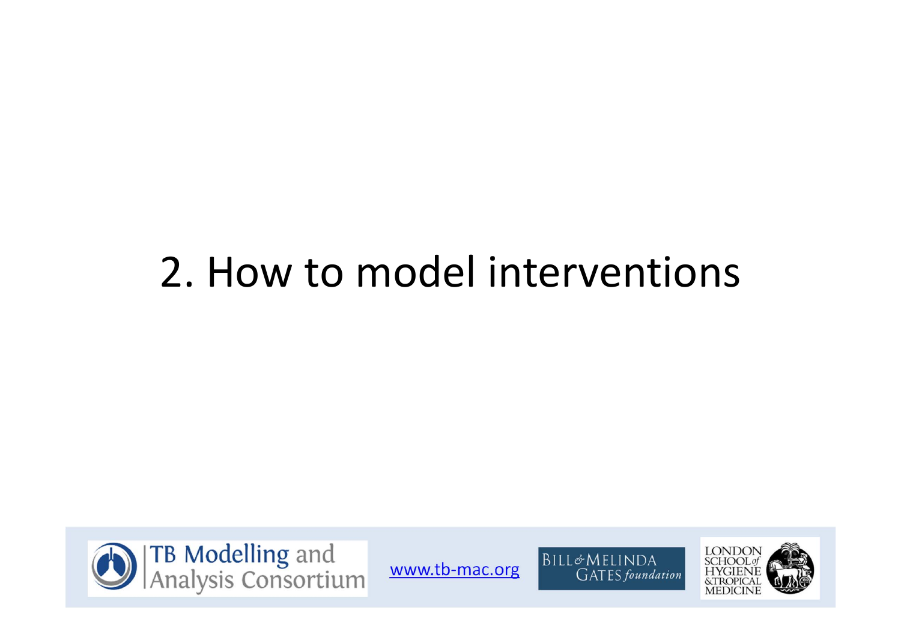# 2. How to model interventions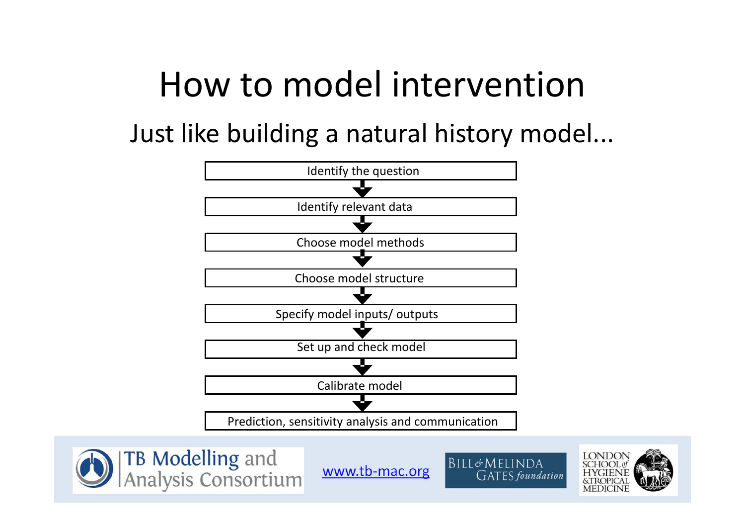# How to model intervention

## Just like building a natural history model...

1. Identify the question
2. Identify relevant data
3. Choose model methods
4. Choose model structure
5. Specify model inputs/ outputs
6. Set up and check model
7. Calibrate model
8. Prediction, sensitivity analysis and communication

TB Modelling and Analysis Consortium

www.tb-mac.org

BILL & MELINDA GATES foundation

LONDON SCHOOL of HYGIENE & TROPICAL MEDICINE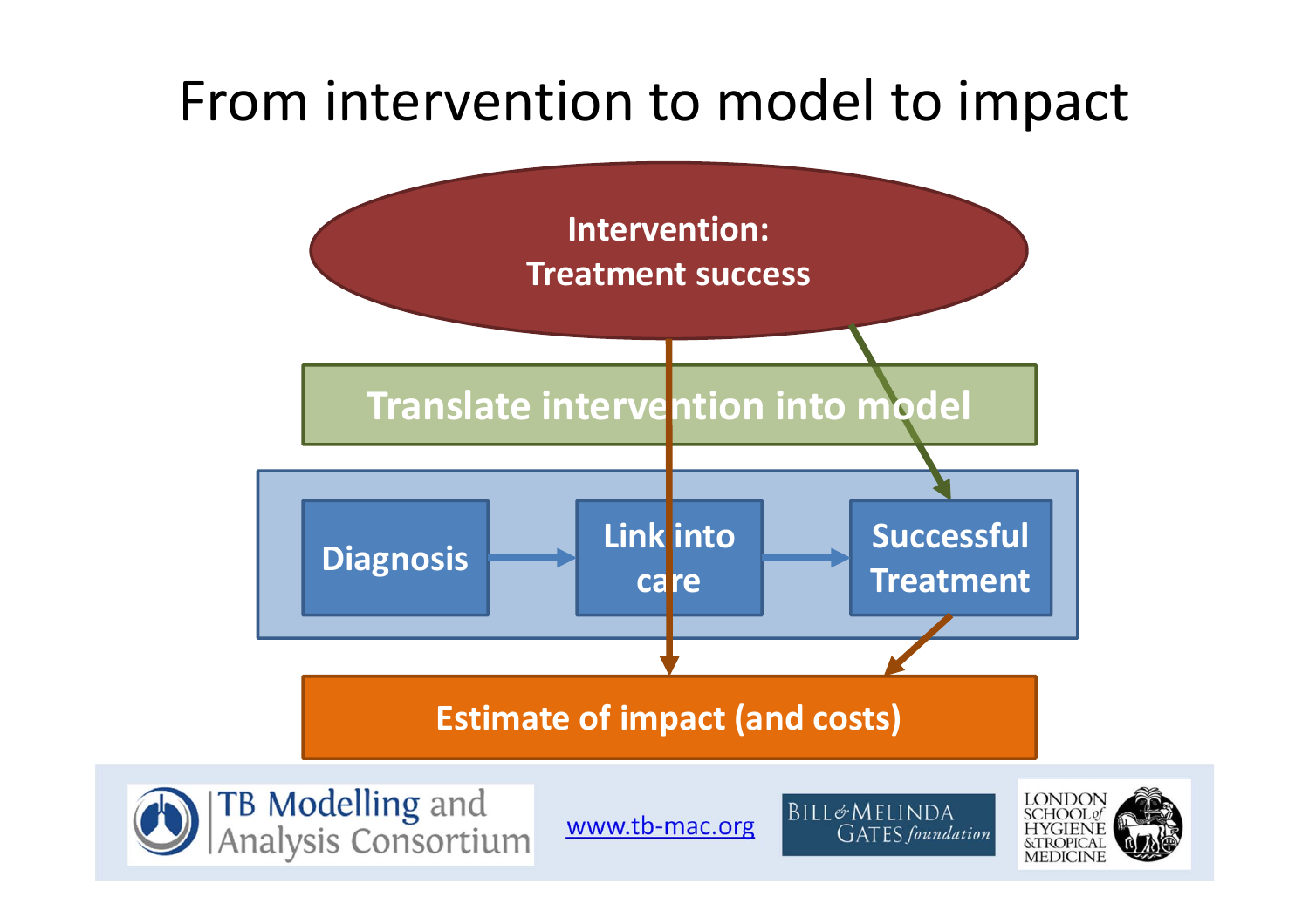# From intervention to model to impact

**Intervention: Treatment success**

**Translate intervention into model**

**Diagnosis** → **Link into care** → **Successful Treatment**

**Estimate of impact (and costs)**

TB Modelling and Analysis Consortium

www.tb-mac.org

BILL & MELINDA GATES foundation

LONDON SCHOOL of HYGIENE & TROPICAL MEDICINE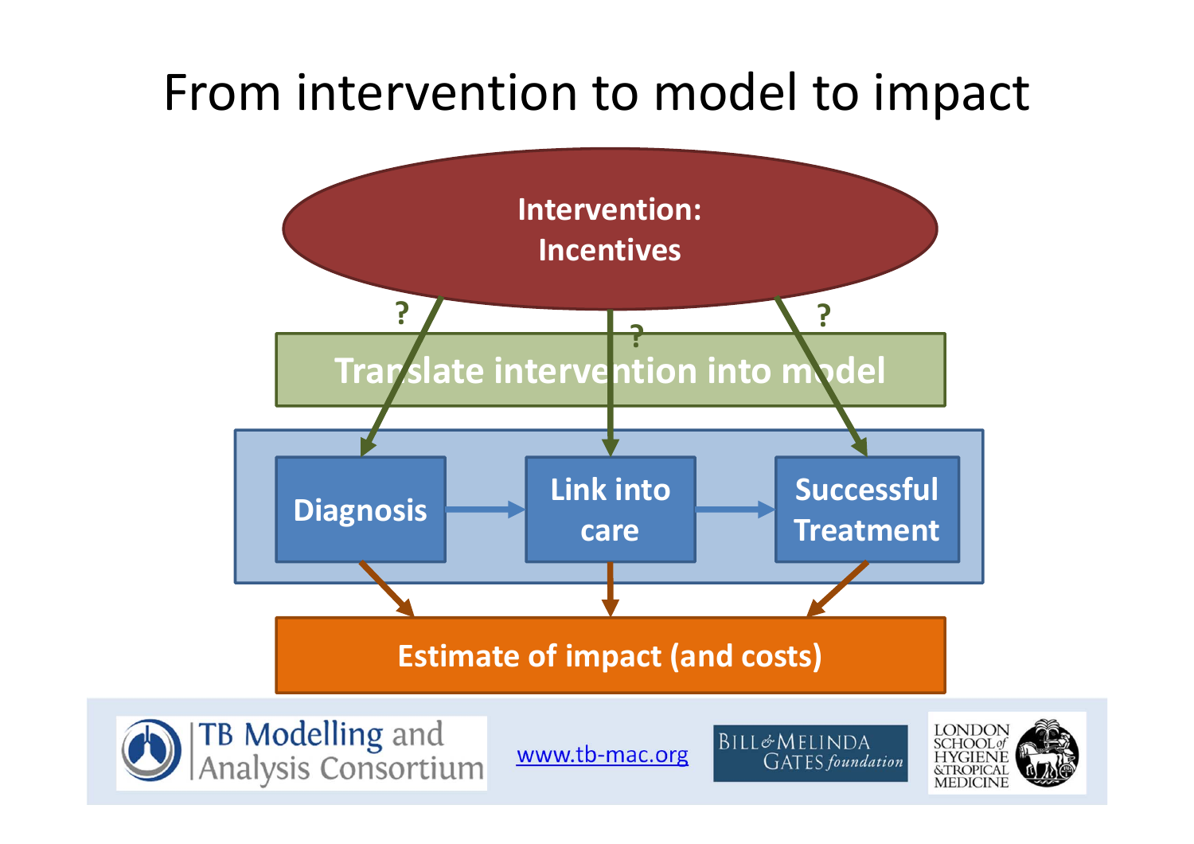# From intervention to model to impact

**Intervention: Incentives**

? ? ?

**Translate intervention into model**

**Diagnosis** → **Link into care** → **Successful Treatment**

**Estimate of impact (and costs)**

TB Modelling and Analysis Consortium

www.tb-mac.org

BILL & MELINDA GATES foundation

LONDON SCHOOL of HYGIENE &TROPICAL MEDICINE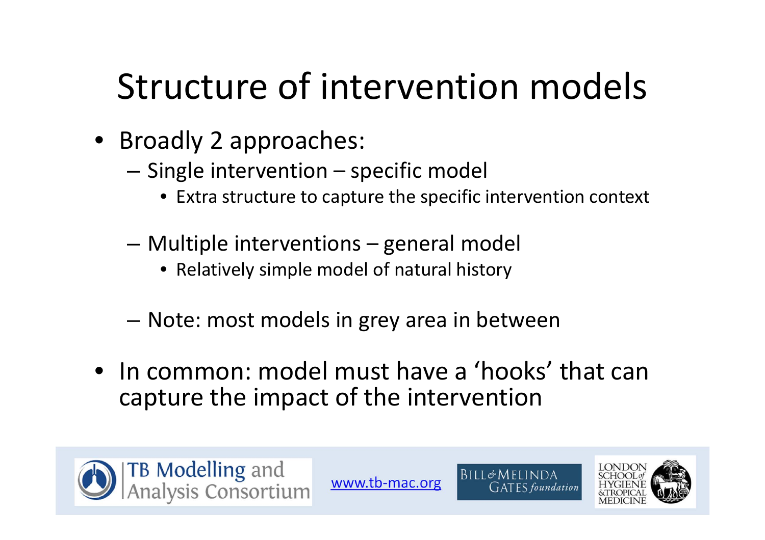# Structure of intervention models

- Broadly 2 approaches:
  - Single intervention – specific model
    - Extra structure to capture the specific intervention context
  - Multiple interventions – general model
    - Relatively simple model of natural history
  - Note: most models in grey area in between
- In common: model must have a 'hooks' that can capture the impact of the intervention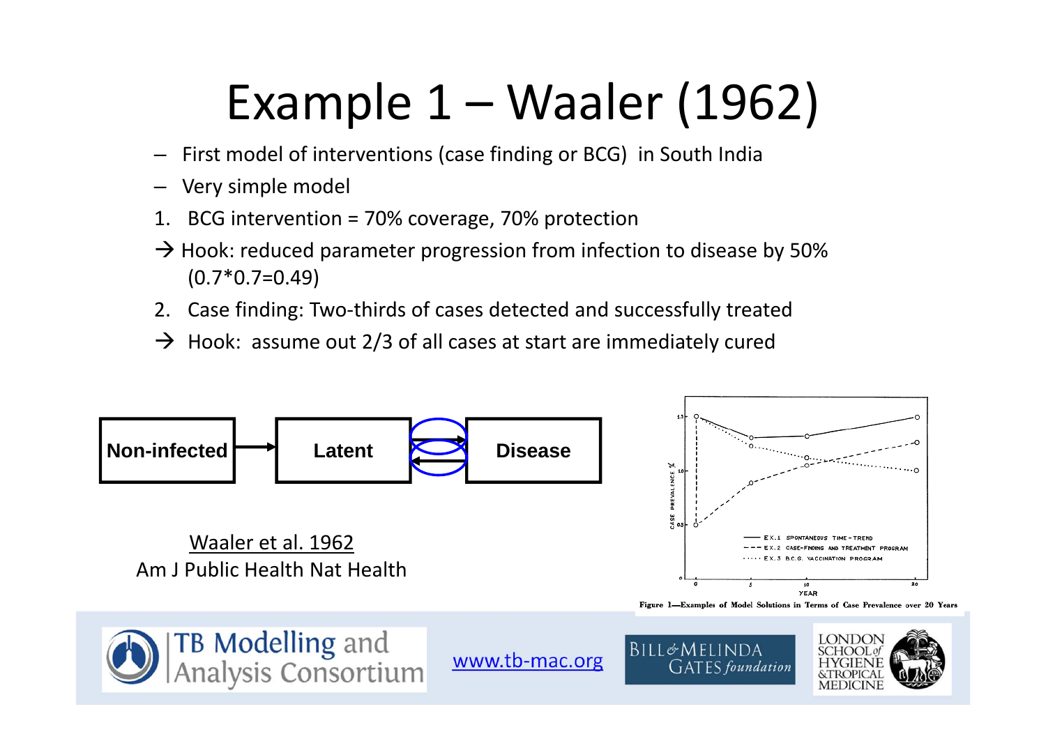# Example 1 – Waaler (1962)

- First model of interventions (case finding or BCG) in South India
- Very simple model

1. BCG intervention = 70% coverage, 70% protection

→ Hook: reduced parameter progression from infection to disease by 50% (0.7*0.7=0.49)

2. Case finding: Two-thirds of cases detected and successfully treated

→ Hook: assume out 2/3 of all cases at start are immediately cured

Non-infected → Latent ⇄ Disease

Waaler et al. 1962
Am J Public Health Nat Health

Figure 1—Examples of Model Solutions in Terms of Case Prevalence over 20 Years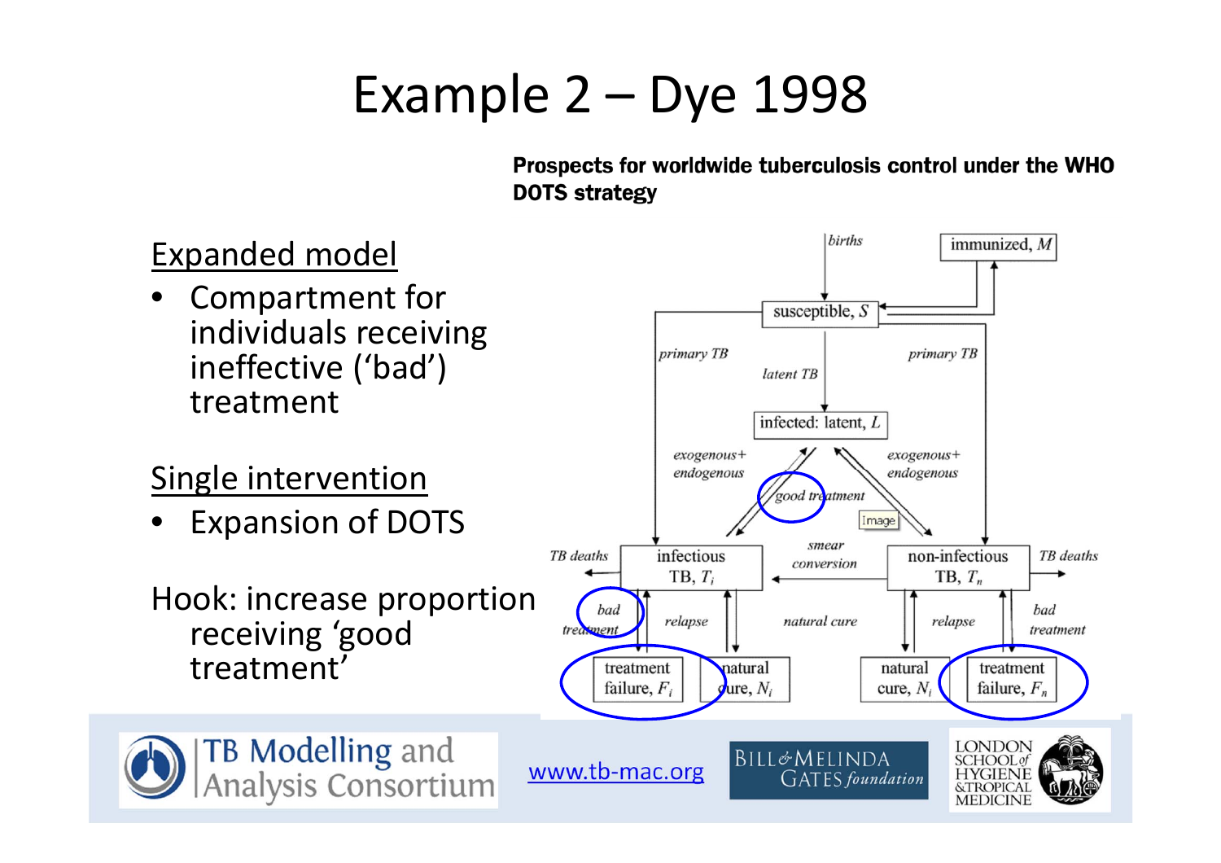# Example 2 – Dye 1998

**Prospects for worldwide tuberculosis control under the WHO DOTS strategy**

Expanded model

- Compartment for individuals receiving ineffective ('bad') treatment

Single intervention

- Expansion of DOTS

Hook: increase proportion receiving 'good treatment'

births

immunized, $M$

susceptible, $S$

primary TB

latent TB

primary TB

infected: latent, $L$

exogenous+ endogenous

good treatment

exogenous+ endogenous

TB deaths

infectious TB, $T_i$

smear conversion

non-infectious TB, $T_n$

TB deaths

bad treatment

relapse

natural cure

relapse

bad treatment

treatment failure, $F_i$

natural cure, $N_i$

natural cure, $N_i$

treatment failure, $F_n$

www.tb-mac.org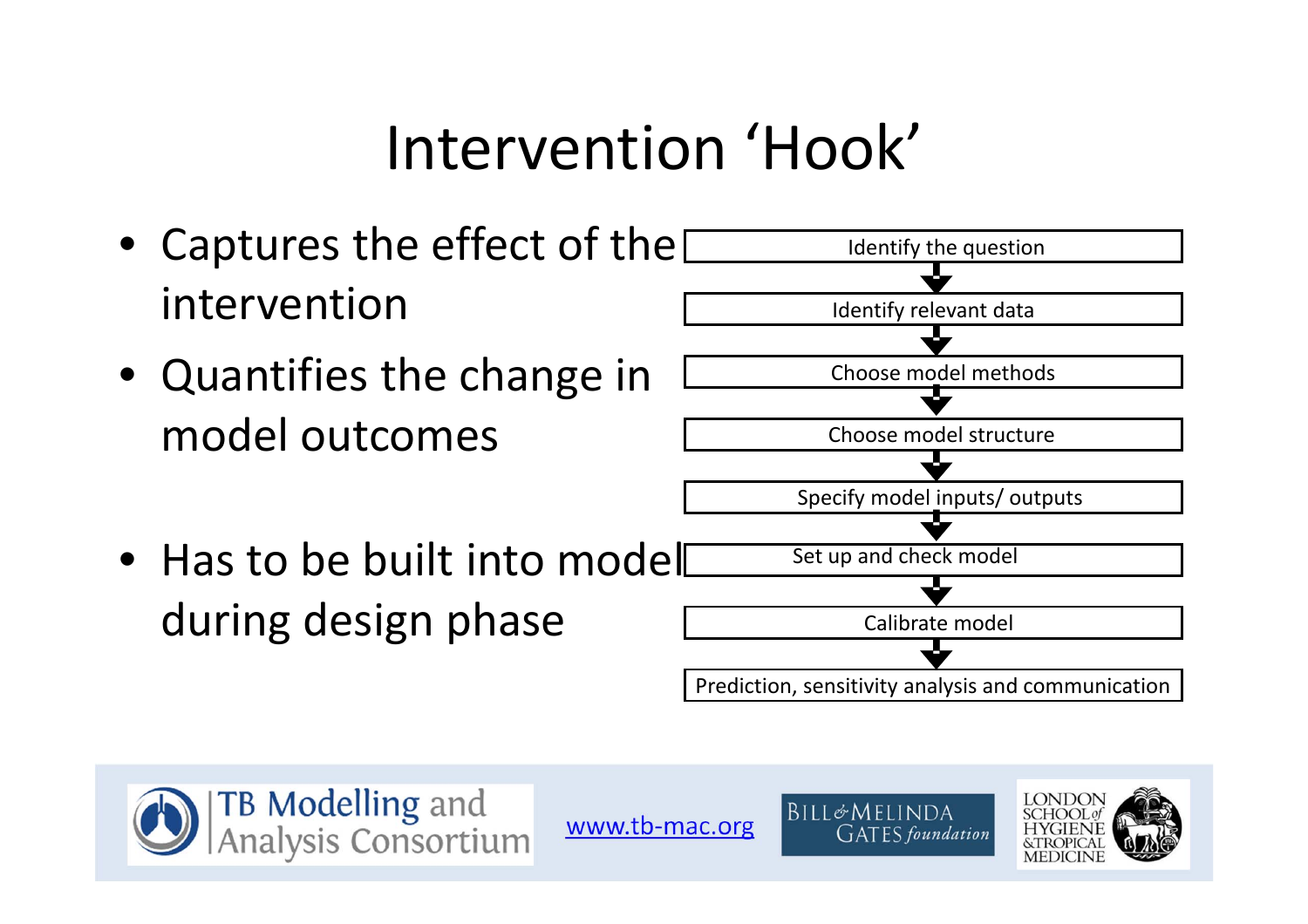# Intervention 'Hook'

- Captures the effect of the intervention
- Quantifies the change in model outcomes
- Has to be built into model during design phase

Identify the question
↓
Identify relevant data
↓
Choose model methods
↓
Choose model structure
↓
Specify model inputs/ outputs
↓
Set up and check model
↓
Calibrate model
↓
Prediction, sensitivity analysis and communication

TB Modelling and Analysis Consortium | www.tb-mac.org | Bill & Melinda Gates foundation | London School of Hygiene & Tropical Medicine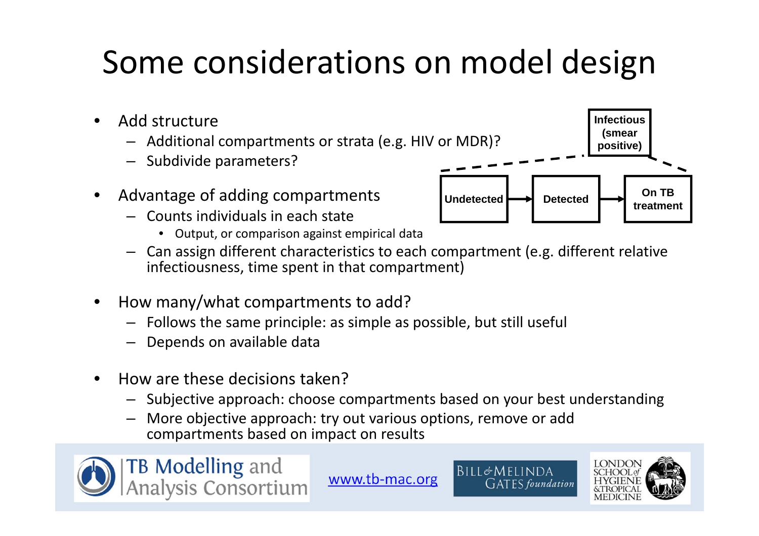# Some considerations on model design

- Add structure
  - Additional compartments or strata (e.g. HIV or MDR)?
  - Subdivide parameters?
- Advantage of adding compartments
  - Counts individuals in each state
    - Output, or comparison against empirical data
  - Can assign different characteristics to each compartment (e.g. different relative infectiousness, time spent in that compartment)
- How many/what compartments to add?
  - Follows the same principle: as simple as possible, but still useful
  - Depends on available data
- How are these decisions taken?
  - Subjective approach: choose compartments based on your best understanding
  - More objective approach: try out various options, remove or add compartments based on impact on results

Infectious (smear positive)

Undetected → Detected → On TB treatment

TB Modelling and Analysis Consortium

www.tb-mac.org

BILL & MELINDA GATES foundation

LONDON SCHOOL of HYGIENE & TROPICAL MEDICINE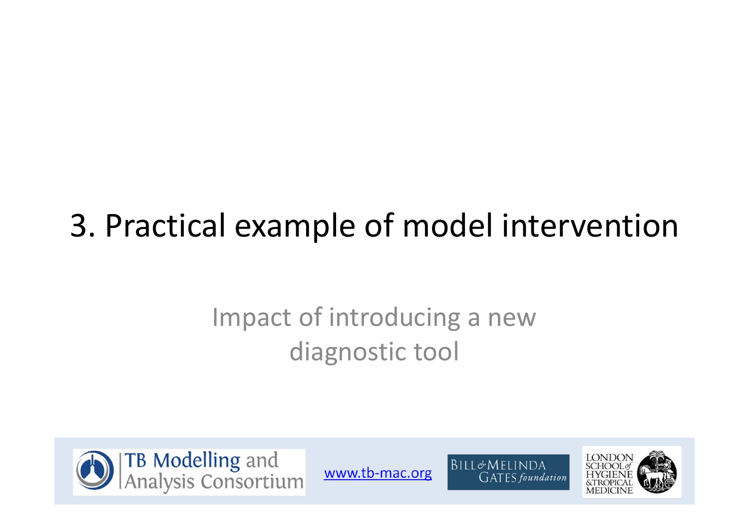# 3. Practical example of model intervention

Impact of introducing a new diagnostic tool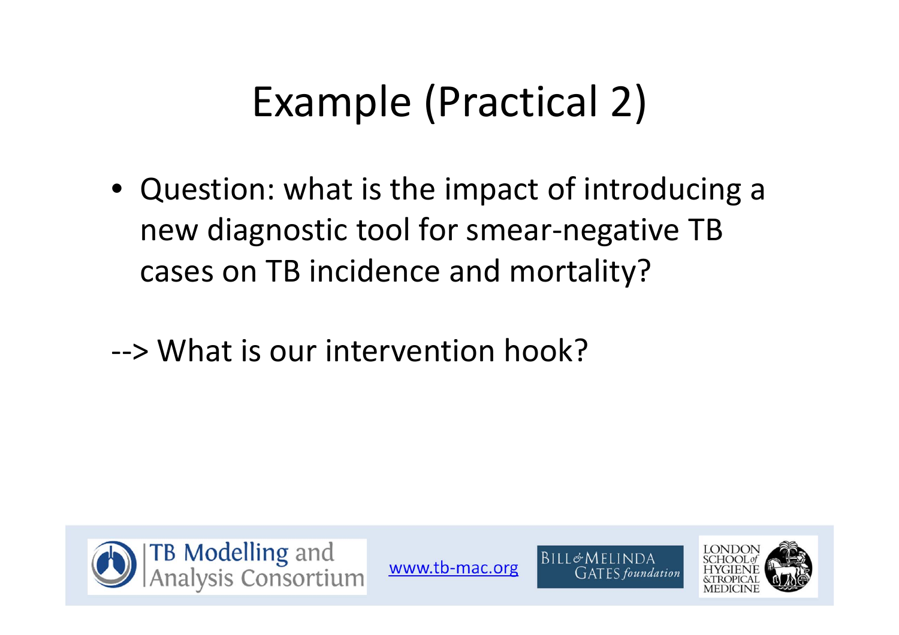# Example (Practical 2)

- Question: what is the impact of introducing a new diagnostic tool for smear-negative TB cases on TB incidence and mortality?

--> What is our intervention hook?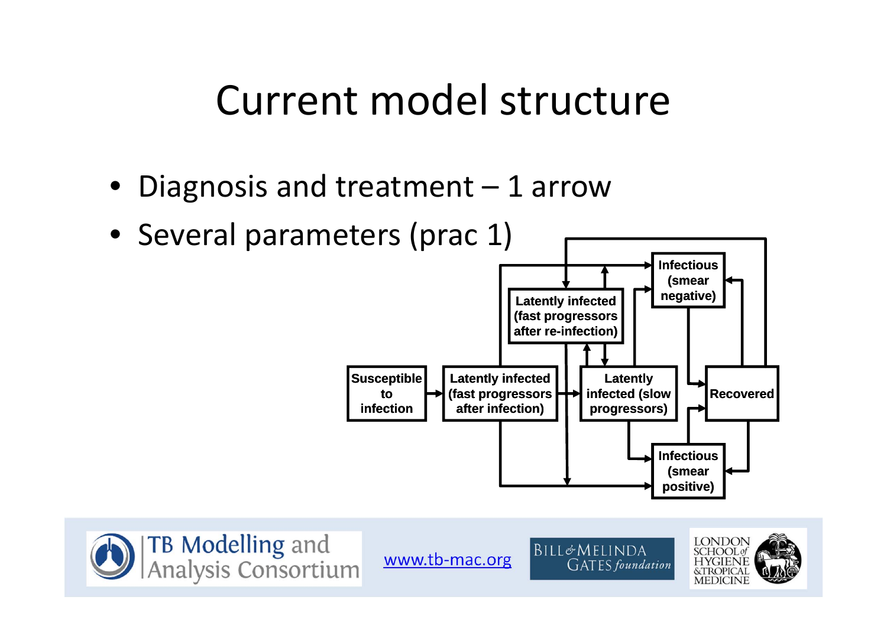# Current model structure

- Diagnosis and treatment – 1 arrow
- Several parameters (prac 1)

Susceptible to infection

Latently infected (fast progressors after infection)

Latently infected (fast progressors after re-infection)

Latently infected (slow progressors)

Infectious (smear negative)

Infectious (smear positive)

Recovered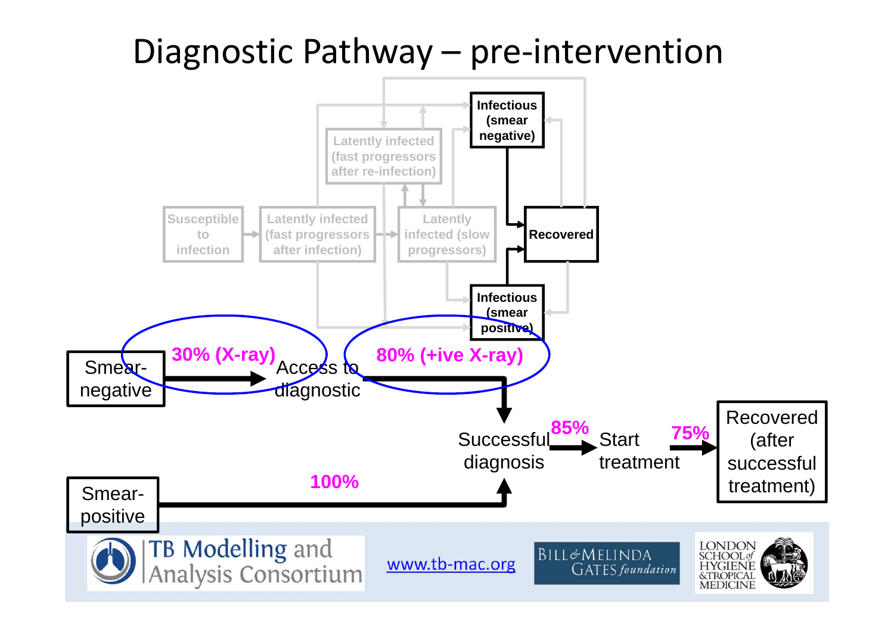# Diagnostic Pathway – pre-intervention

Susceptible to infection

Latently infected (fast progressors after infection)

Latently infected (fast progressors after re-infection)

Latently infected (slow progressors)

Infectious (smear negative)

Recovered

Infectious (smear positive)

Smear-negative → 30% (X-ray) → Access to diagnostic → 80% (+ive X-ray) → Successful diagnosis

Smear-positive → 100% → Successful diagnosis

Successful diagnosis → 85% → Start treatment → 75% → Recovered (after successful treatment)

TB Modelling and Analysis Consortium

www.tb-mac.org

BILL & MELINDA GATES foundation

LONDON SCHOOL of HYGIENE & TROPICAL MEDICINE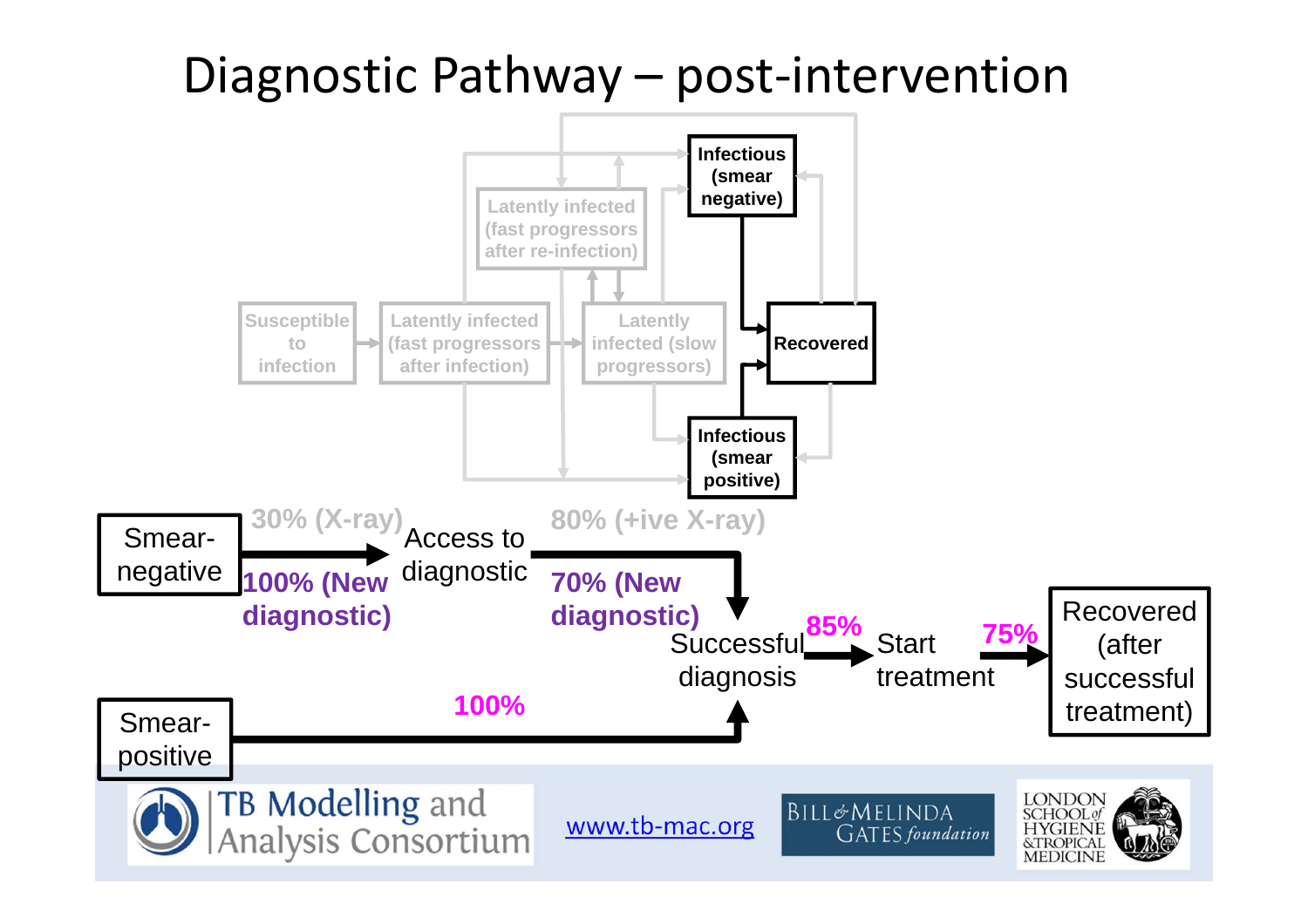# Diagnostic Pathway – post-intervention

Susceptible to infection

Latently infected (fast progressors after infection)

Latently infected (fast progressors after re-infection)

Latently infected (slow progressors)

Infectious (smear negative)

Recovered

Infectious (smear positive)

Smear-negative

30% (X-ray)

100% (New diagnostic)

Access to diagnostic

80% (+ive X-ray)

70% (New diagnostic)

Successful diagnosis

85%

Start treatment

75%

Recovered (after successful treatment)

Smear-positive

100%

TB Modelling and Analysis Consortium

www.tb-mac.org

BILL & MELINDA GATES foundation

LONDON SCHOOL of HYGIENE & TROPICAL MEDICINE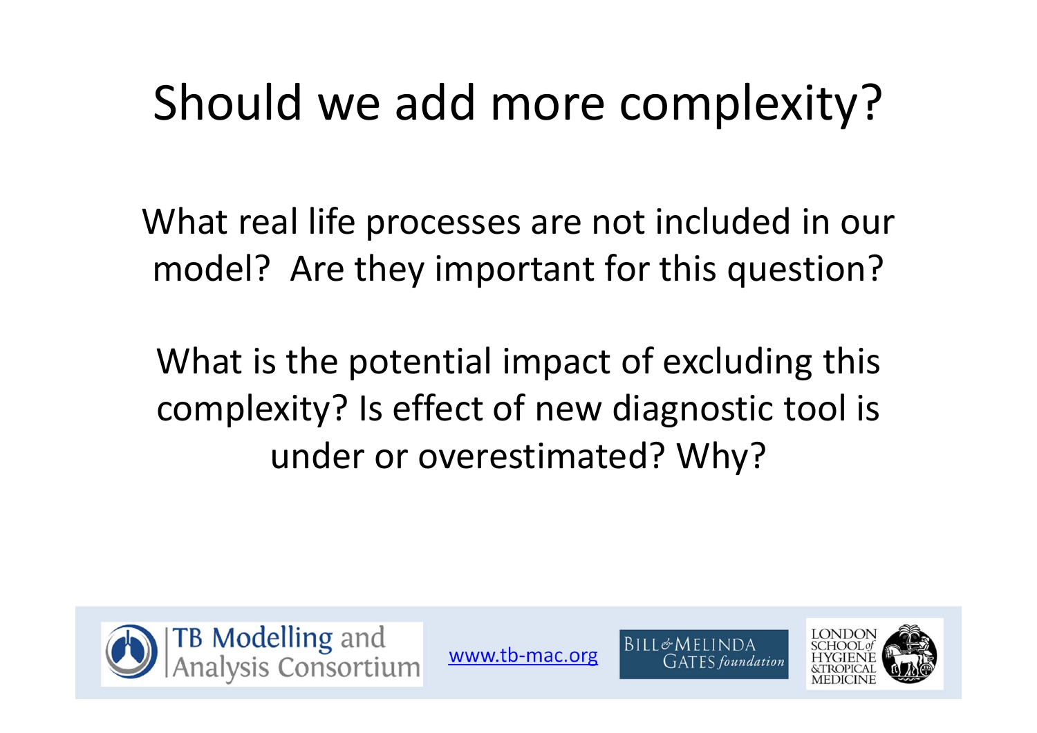# Should we add more complexity?

What real life processes are not included in our model? Are they important for this question?

What is the potential impact of excluding this complexity? Is effect of new diagnostic tool is under or overestimated? Why?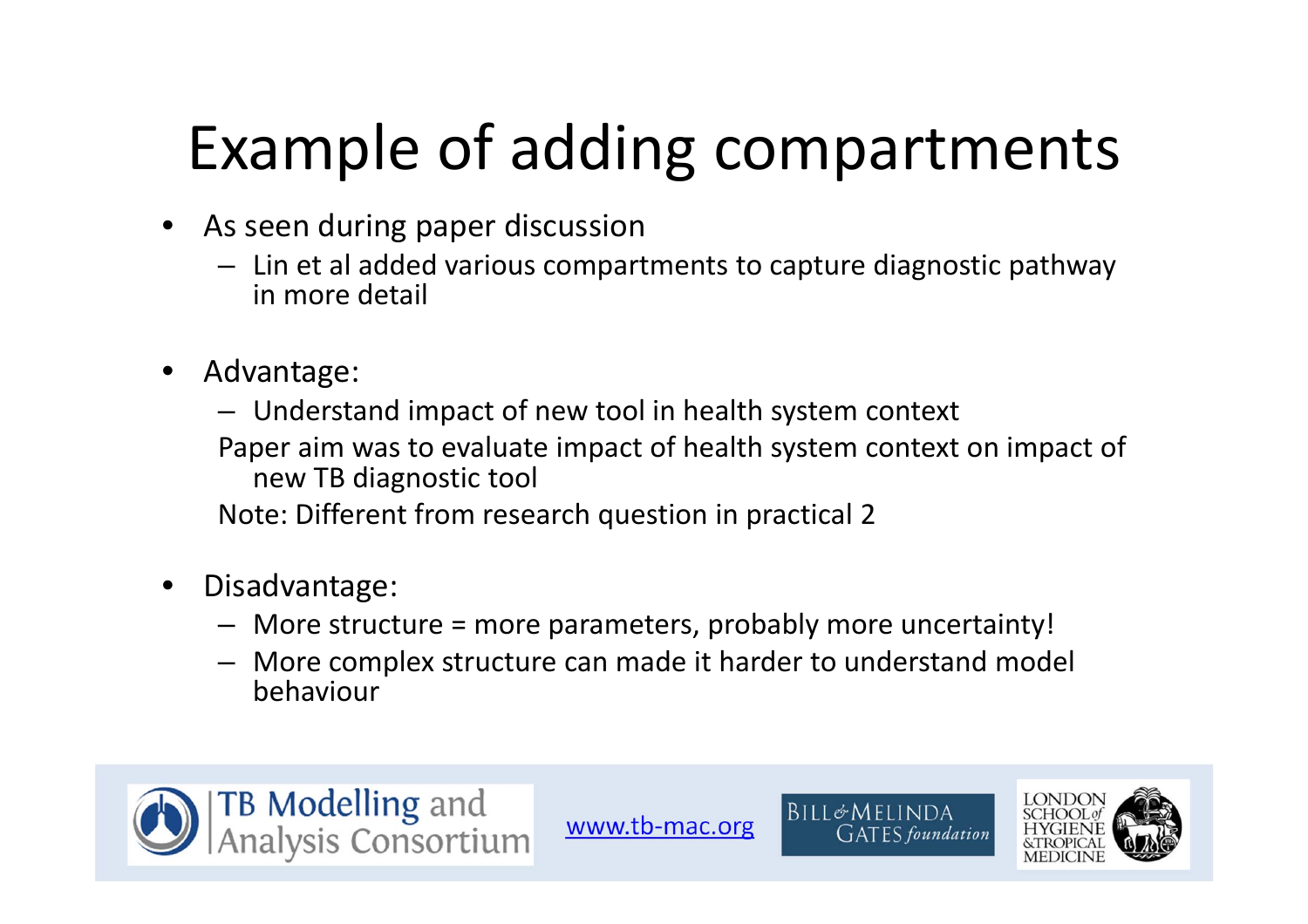# Example of adding compartments

- As seen during paper discussion
  - Lin et al added various compartments to capture diagnostic pathway in more detail

- Advantage:
  - Understand impact of new tool in health system context

  Paper aim was to evaluate impact of health system context on impact of new TB diagnostic tool

  Note: Different from research question in practical 2

- Disadvantage:
  - More structure = more parameters, probably more uncertainty!
  - More complex structure can made it harder to understand model behaviour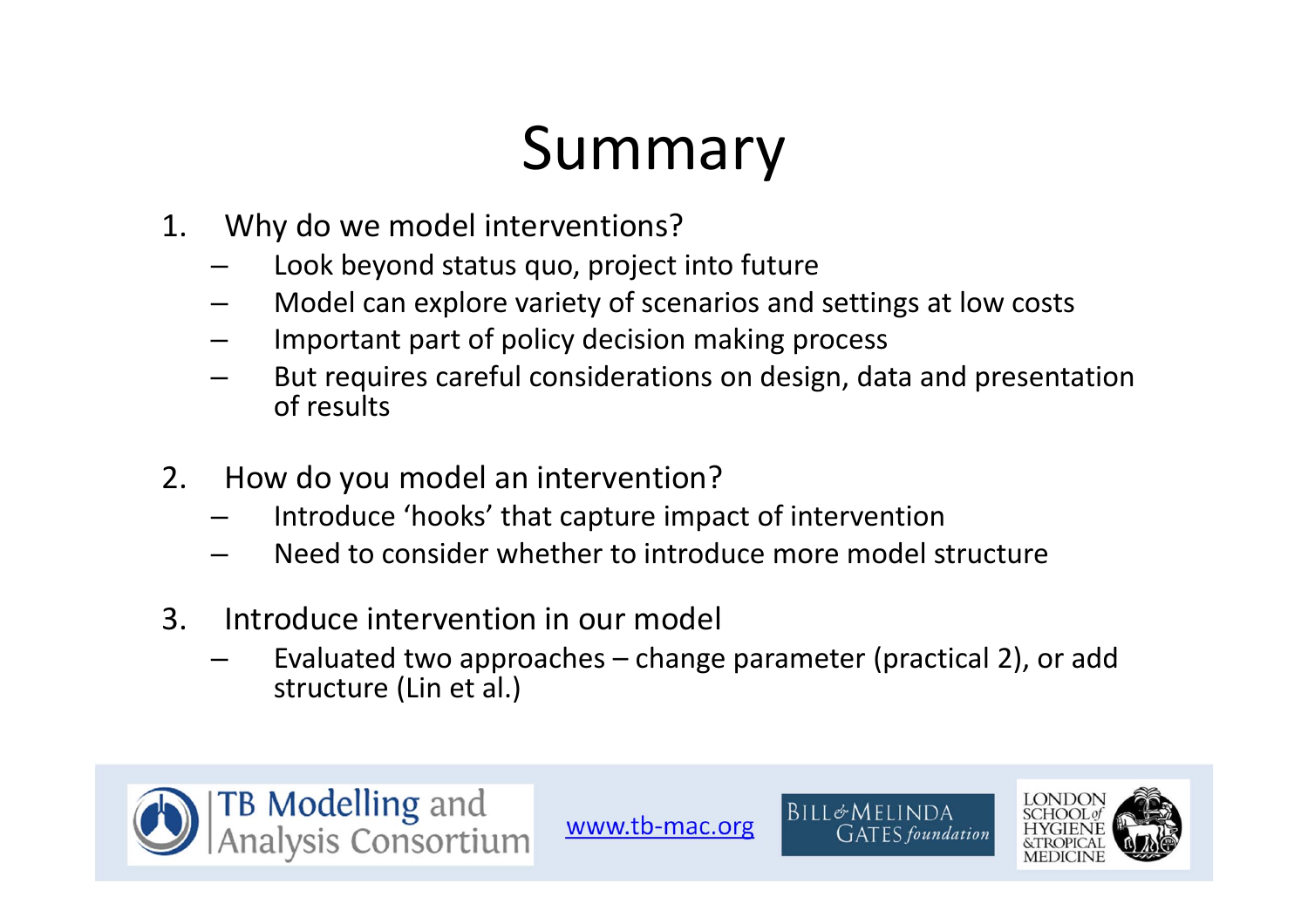# Summary

1. Why do we model interventions?
   - Look beyond status quo, project into future
   - Model can explore variety of scenarios and settings at low costs
   - Important part of policy decision making process
   - But requires careful considerations on design, data and presentation of results

2. How do you model an intervention?
   - Introduce 'hooks' that capture impact of intervention
   - Need to consider whether to introduce more model structure

3. Introduce intervention in our model
   - Evaluated two approaches – change parameter (practical 2), or add structure (Lin et al.)

TB Modelling and Analysis Consortium  www.tb-mac.org  BILL & MELINDA GATES foundation  LONDON SCHOOL of HYGIENE & TROPICAL MEDICINE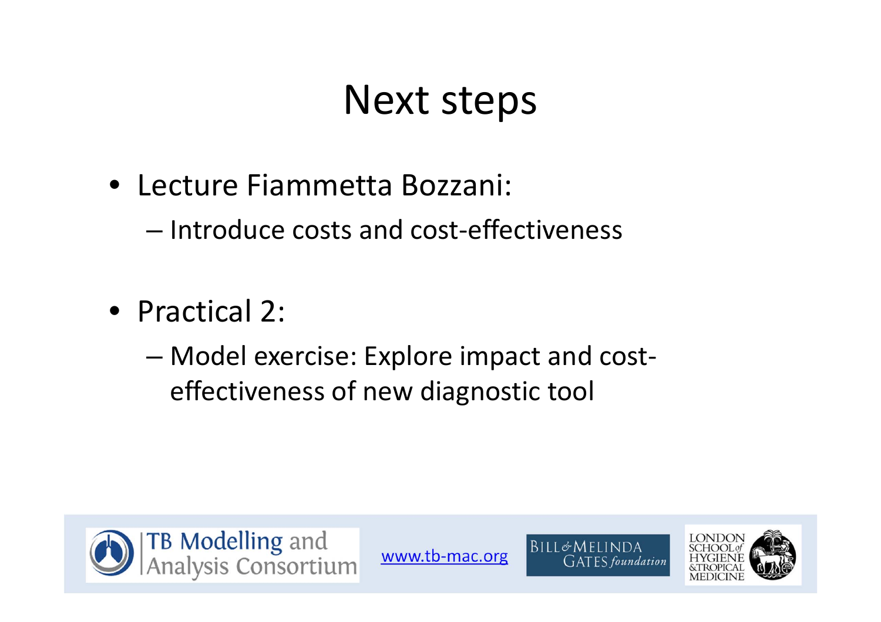# Next steps

- Lecture Fiammetta Bozzani:
  - Introduce costs and cost-effectiveness
- Practical 2:
  - Model exercise: Explore impact and cost-effectiveness of new diagnostic tool

TB Modelling and Analysis Consortium

www.tb-mac.org

BILL & MELINDA GATES foundation

LONDON SCHOOL of HYGIENE & TROPICAL MEDICINE